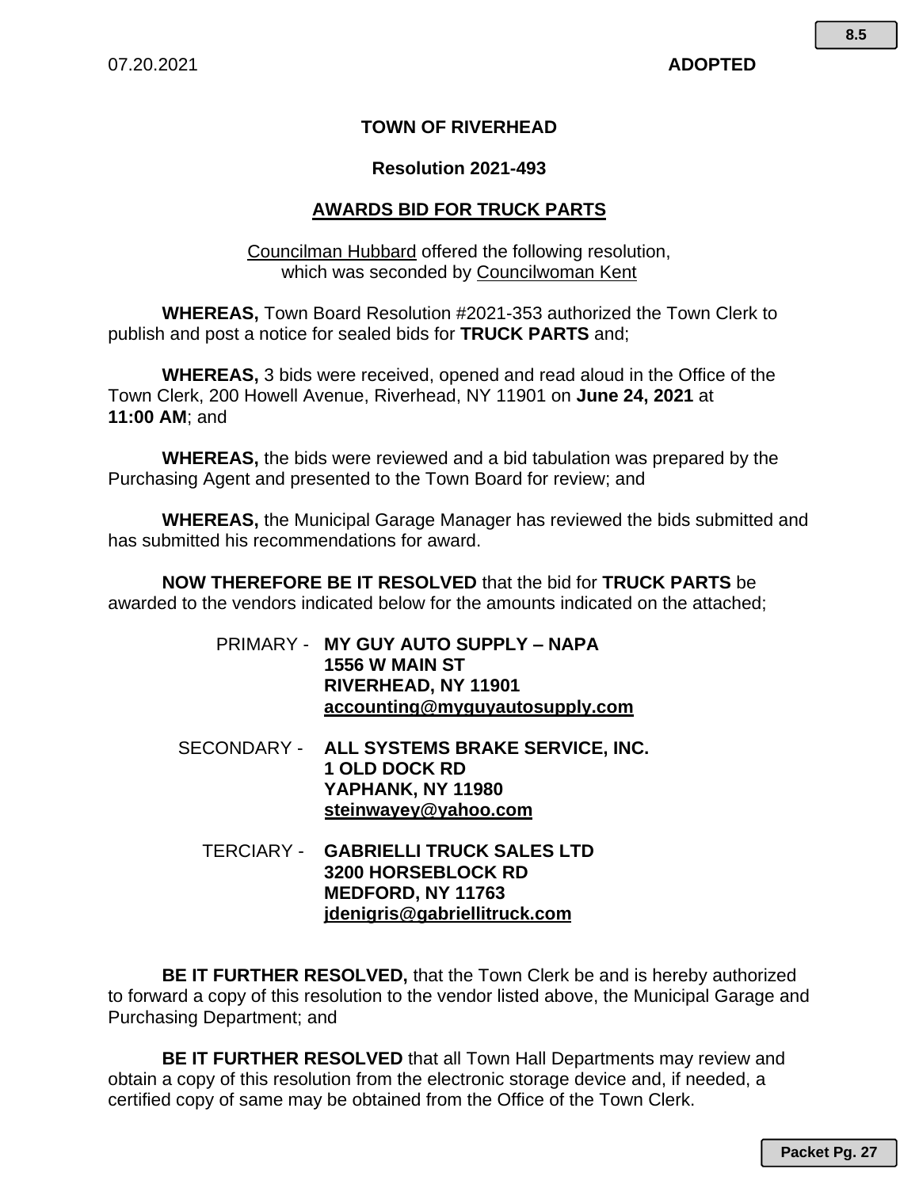07.20.2021 **ADOPTED**

## TOWN OF RIVERHEAD

### Resolution 2021-493

### AWARDS BID FOR TRUCK PARTS

Councilman Hubbard offered the following resolution, which was seconded by Councilwoman Kent

**WHEREAS,** Town Board Resolution #2021-353 authorized the Town Clerk to publish and post a notice for sealed bids for **TRUCK PARTS** and;

**WHEREAS,** 3 bids were received, opened and read aloud in the Office of the Town Clerk, 200 Howell Avenue, Riverhead, NY 11901 on **June 24, 2021** at **11:00 AM**; and

**WHEREAS,** the bids were reviewed and a bid tabulation was prepared by the Purchasing Agent and presented to the Town Board for review; and

**WHEREAS,** the Municipal Garage Manager has reviewed the bids submitted and has submitted his recommendations for award.

**NOW THEREFORE BE IT RESOLVED** that the bid for **TRUCK PARTS** be awarded to the vendors indicated below for the amounts indicated on the attached;

PRIMARY - **MY GUY AUTO SUPPLY – NAPA**
**1556 W MAIN ST**
**RIVERHEAD, NY 11901**
**accounting@myguyautosupply.com**

SECONDARY - **ALL SYSTEMS BRAKE SERVICE, INC.**
**1 OLD DOCK RD**
**YAPHANK, NY 11980**
**steinwayey@yahoo.com**

TERCIARY - **GABRIELLI TRUCK SALES LTD**
**3200 HORSEBLOCK RD**
**MEDFORD, NY 11763**
**jdenigris@gabriellitruck.com**

**BE IT FURTHER RESOLVED,** that the Town Clerk be and is hereby authorized to forward a copy of this resolution to the vendor listed above, the Municipal Garage and Purchasing Department; and

**BE IT FURTHER RESOLVED** that all Town Hall Departments may review and obtain a copy of this resolution from the electronic storage device and, if needed, a certified copy of same may be obtained from the Office of the Town Clerk.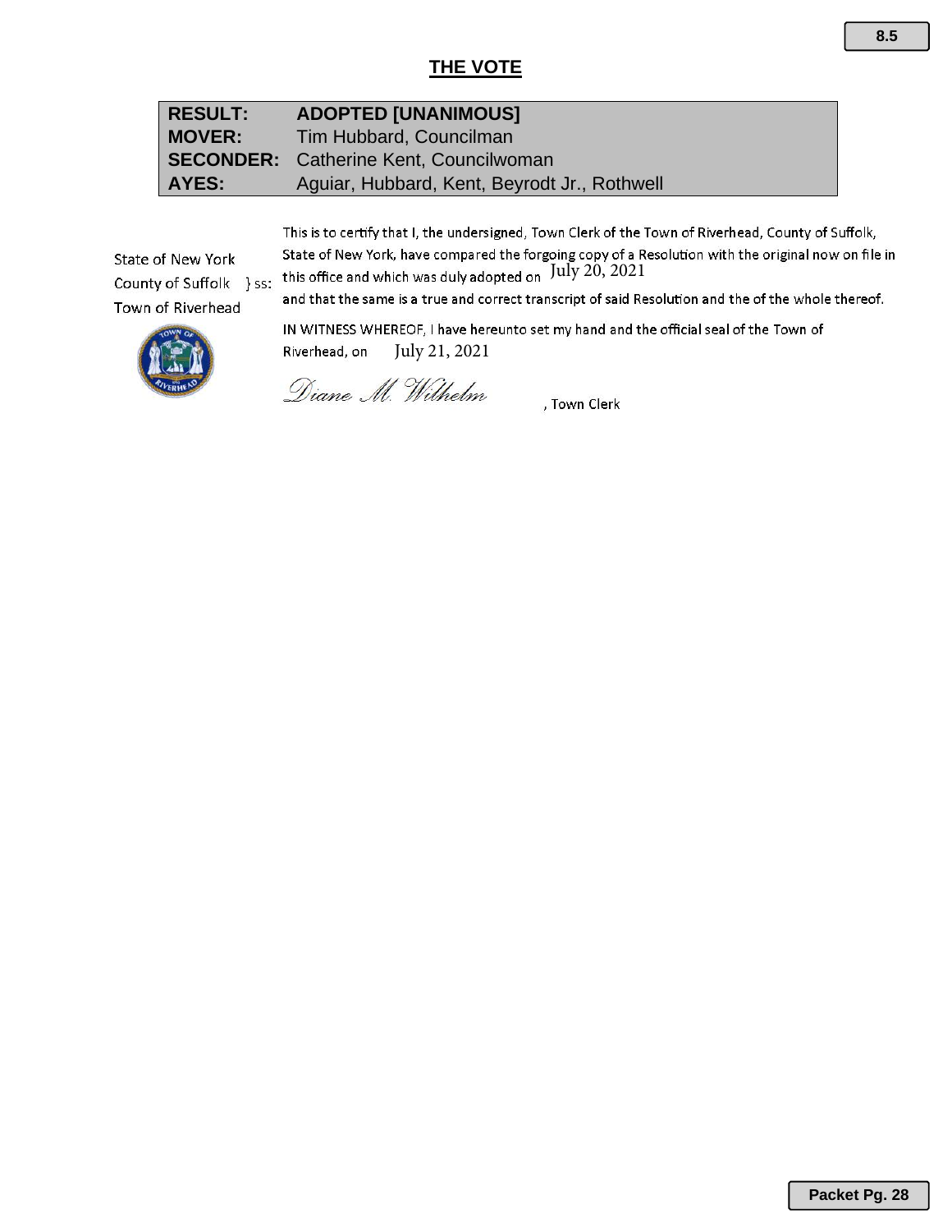## THE VOTE

| | |
|---|---|
| **RESULT:** | **ADOPTED [UNANIMOUS]** |
| **MOVER:** | Tim Hubbard, Councilman |
| **SECONDER:** | Catherine Kent, Councilwoman |
| **AYES:** | Aguiar, Hubbard, Kent, Beyrodt Jr., Rothwell |

State of New York
County of Suffolk } ss:
Town of Riverhead

This is to certify that I, the undersigned, Town Clerk of the Town of Riverhead, County of Suffolk, State of New York, have compared the forgoing copy of a Resolution with the original now on file in this office and which was duly adopted on July 20, 2021 and that the same is a true and correct transcript of said Resolution and the of the whole thereof.

IN WITNESS WHEREOF, I have hereunto set my hand and the official seal of the Town of Riverhead, on July 21, 2021

*Diane M. Wilhelm*, Town Clerk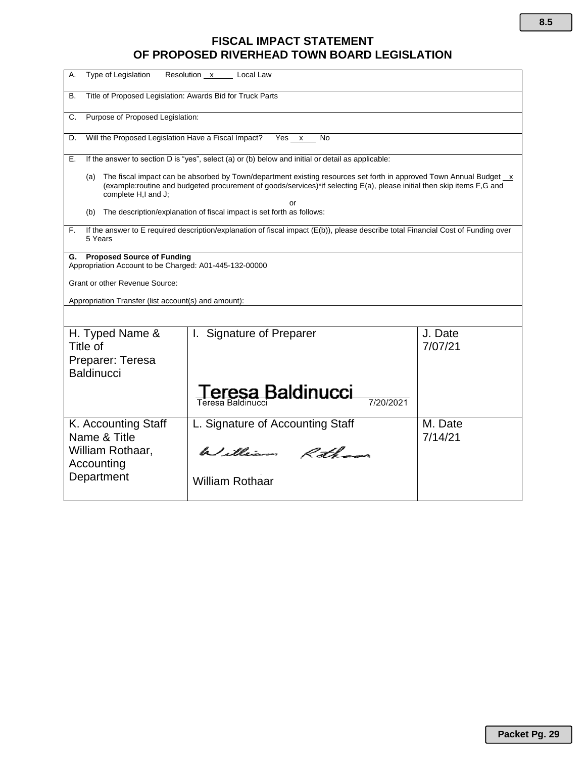# FISCAL IMPACT STATEMENT
# OF PROPOSED RIVERHEAD TOWN BOARD LEGISLATION

A. Type of Legislation Resolution x Local Law

B. Title of Proposed Legislation: Awards Bid for Truck Parts

C. Purpose of Proposed Legislation:

D. Will the Proposed Legislation Have a Fiscal Impact? Yes x No

E. If the answer to section D is "yes", select (a) or (b) below and initial or detail as applicable:

(a) The fiscal impact can be absorbed by Town/department existing resources set forth in approved Town Annual Budget x (example:routine and budgeted procurement of goods/services)*if selecting E(a), please initial then skip items F,G and complete H,I and J;

or

(b) The description/explanation of fiscal impact is set forth as follows:

F. If the answer to E required description/explanation of fiscal impact (E(b)), please describe total Financial Cost of Funding over 5 Years

**G. Proposed Source of Funding**
Appropriation Account to be Charged: A01-445-132-00000

Grant or other Revenue Source:

Appropriation Transfer (list account(s) and amount):

| H. Typed Name & Title of Preparer: Teresa Baldinucci | I. Signature of Preparer | J. Date |
|---|---|---|
| | Teresa Baldinucci<br>Teresa Baldinucci 7/20/2021 | 7/07/21 |
| **K. Accounting Staff Name & Title** | **L. Signature of Accounting Staff** | **M. Date** |
| William Rothaar, Accounting Department | William Rothaar<br>William Rothaar | 7/14/21 |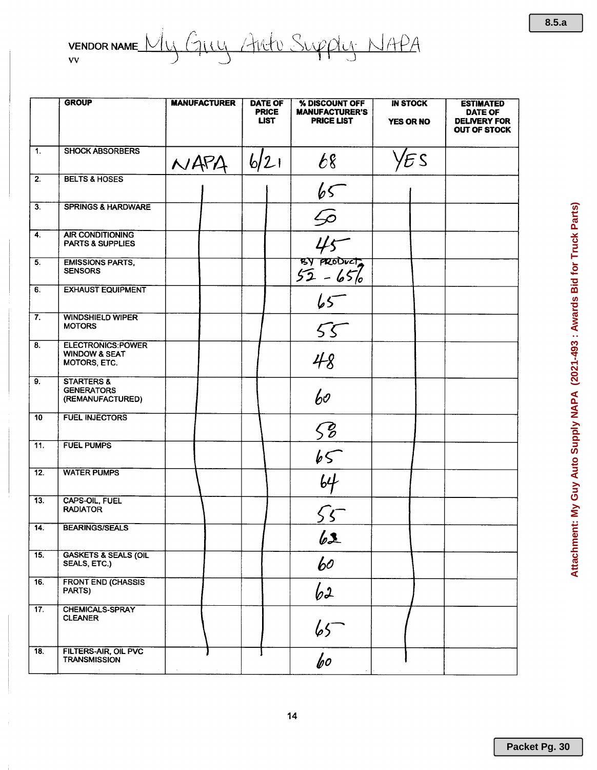VENDOR NAME My Guy Auto Supply NAPA

VV

| | GROUP | MANUFACTURER | DATE OF PRICE LIST | % DISCOUNT OFF MANUFACTURER'S PRICE LIST | IN STOCK YES OR NO | ESTIMATED DATE OF DELIVERY FOR OUT OF STOCK |
|---|---|---|---|---|---|---|
| 1. | SHOCK ABSORBERS | NAPA | 6/21 | 68 | YES | |
| 2. | BELTS & HOSES | | | 65 | | |
| 3. | SPRINGS & HARDWARE | | | 50 | | |
| 4. | AIR CONDITIONING PARTS & SUPPLIES | | | 45 | | |
| 5. | EMISSIONS PARTS, SENSORS | | | BY PRODUCT 52 - 65% | | |
| 6. | EXHAUST EQUIPMENT | | | 65 | | |
| 7. | WINDSHIELD WIPER MOTORS | | | 55 | | |
| 8. | ELECTRONICS:POWER WINDOW & SEAT MOTORS, ETC. | | | 48 | | |
| 9. | STARTERS & GENERATORS (REMANUFACTURED) | | | 60 | | |
| 10 | FUEL INJECTORS | | | 58 | | |
| 11. | FUEL PUMPS | | | 65 | | |
| 12. | WATER PUMPS | | | 64 | | |
| 13. | CAPS-OIL, FUEL RADIATOR | | | 55 | | |
| 14. | BEARINGS/SEALS | | | 62 | | |
| 15. | GASKETS & SEALS (OIL SEALS, ETC.) | | | 60 | | |
| 16. | FRONT END (CHASSIS PARTS) | | | 62 | | |
| 17. | CHEMICALS-SPRAY CLEANER | | | 65 | | |
| 18. | FILTERS-AIR, OIL PVC TRANSMISSION | | | 60 | | |

Attachment: My Guy Auto Supply NAPA (2021-493 : Awards Bid for Truck Parts)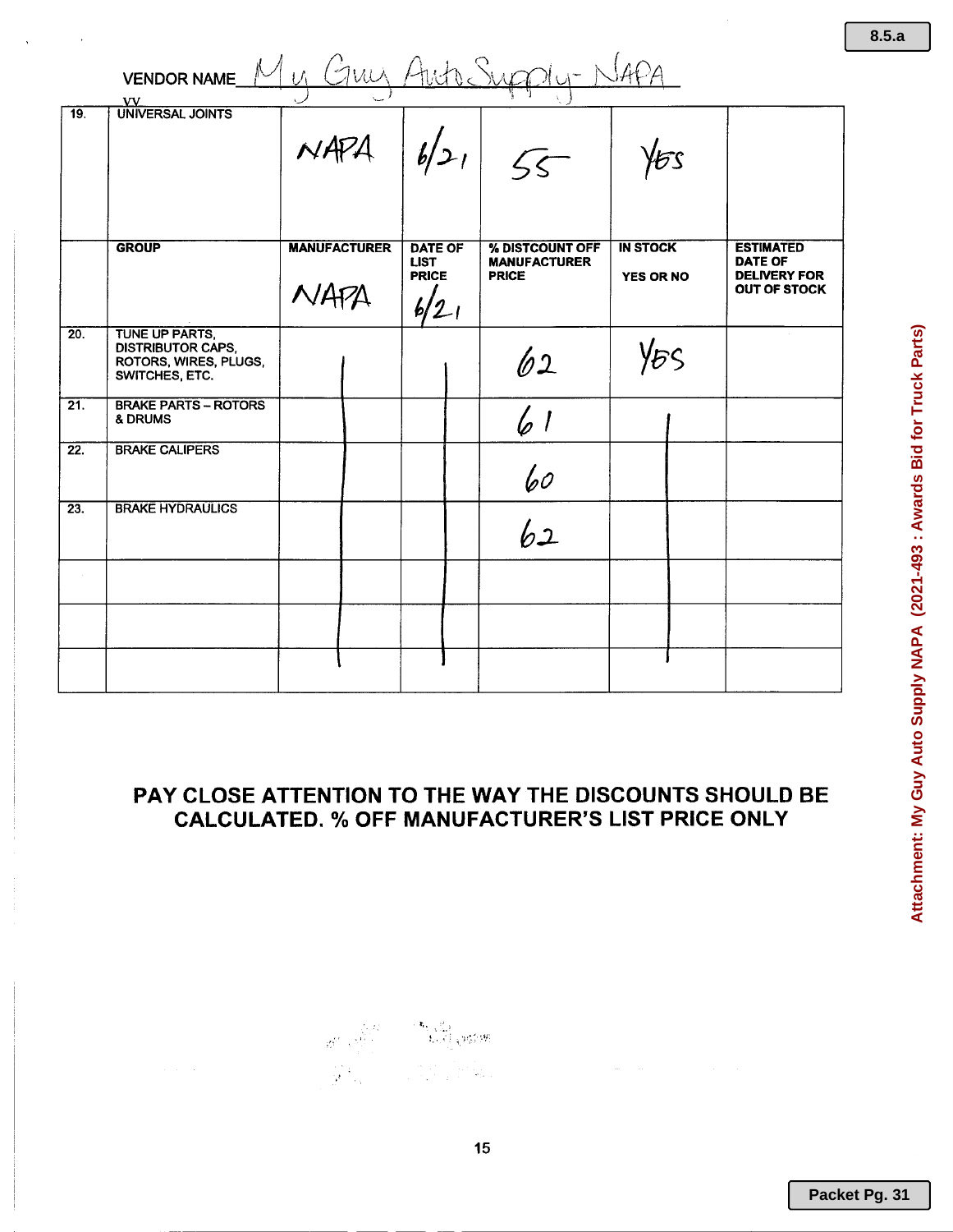VENDOR NAME My Guy Auto Supply- NAPA

| VV | | | | | | |
|---|---|---|---|---|---|---|
| 19. | UNIVERSAL JOINTS | NAPA | 6/21 | 55 | YES | |
| | **GROUP** | **MANUFACTURER** NAPA | **DATE OF LIST PRICE** 6/21 | **% DISTCOUNT OFF MANUFACTURER PRICE** | **IN STOCK YES OR NO** | **ESTIMATED DATE OF DELIVERY FOR OUT OF STOCK** |
| 20. | TUNE UP PARTS, DISTRIBUTOR CAPS, ROTORS, WIRES, PLUGS, SWITCHES, ETC. | \| | \| | 62 | YES | |
| 21. | BRAKE PARTS – ROTORS & DRUMS | \| | \| | 61 | \| | |
| 22. | BRAKE CALIPERS | \| | \| | 60 | \| | |
| 23. | BRAKE HYDRAULICS | \| | \| | 62 | \| | |
| | | \| | \| | | \| | |
| | | \| | \| | | \| | |
| | | \| | \| | | \| | |

**PAY CLOSE ATTENTION TO THE WAY THE DISCOUNTS SHOULD BE CALCULATED. % OFF MANUFACTURER'S LIST PRICE ONLY**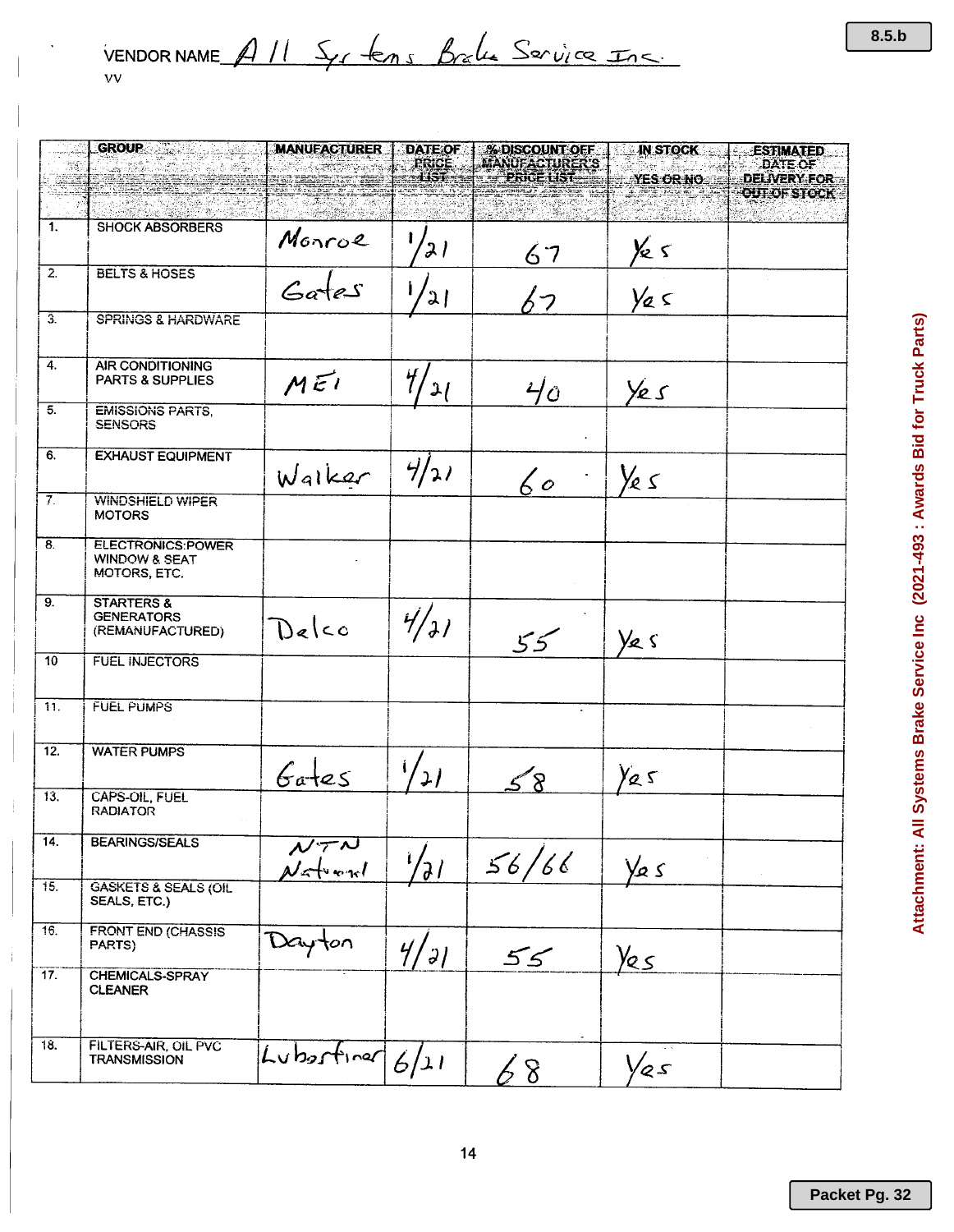VENDOR NAME All Systems Brake Service Inc.

| | GROUP | MANUFACTURER | DATE OF PRICE LIST | % DISCOUNT OFF MANUFACTURER'S PRICE LIST | IN STOCK YES OR NO | ESTIMATED DATE OF DELIVERY FOR OUT OF STOCK |
|---|---|---|---|---|---|---|
| 1. | SHOCK ABSORBERS | Monroe | 1/21 | 67 | Yes | |
| 2. | BELTS & HOSES | Gates | 1/21 | 67 | Yes | |
| 3. | SPRINGS & HARDWARE | | | | | |
| 4. | AIR CONDITIONING PARTS & SUPPLIES | MEI | 4/21 | 40 | Yes | |
| 5. | EMISSIONS PARTS, SENSORS | | | | | |
| 6. | EXHAUST EQUIPMENT | Walker | 4/21 | 60 | Yes | |
| 7. | WINDSHIELD WIPER MOTORS | | | | | |
| 8. | ELECTRONICS:POWER WINDOW & SEAT MOTORS, ETC. | | | | | |
| 9. | STARTERS & GENERATORS (REMANUFACTURED) | Delco | 4/21 | 55 | Yes | |
| 10 | FUEL INJECTORS | | | | | |
| 11. | FUEL PUMPS | | | | | |
| 12. | WATER PUMPS | Gates | 1/21 | 58 | Yes | |
| 13. | CAPS-OIL, FUEL RADIATOR | | | | | |
| 14. | BEARINGS/SEALS | NTN National | 1/21 | 56/66 | Yes | |
| 15. | GASKETS & SEALS (OIL SEALS, ETC.) | | | | | |
| 16. | FRONT END (CHASSIS PARTS) | Dayton | 4/21 | 55 | Yes | |
| 17. | CHEMICALS-SPRAY CLEANER | | | | | |
| 18. | FILTERS-AIR, OIL PVC TRANSMISSION | Luberfiner | 6/21 | 68 | Yes | |

Attachment: All Systems Brake Service Inc (2021-493 : Awards Bid for Truck Parts)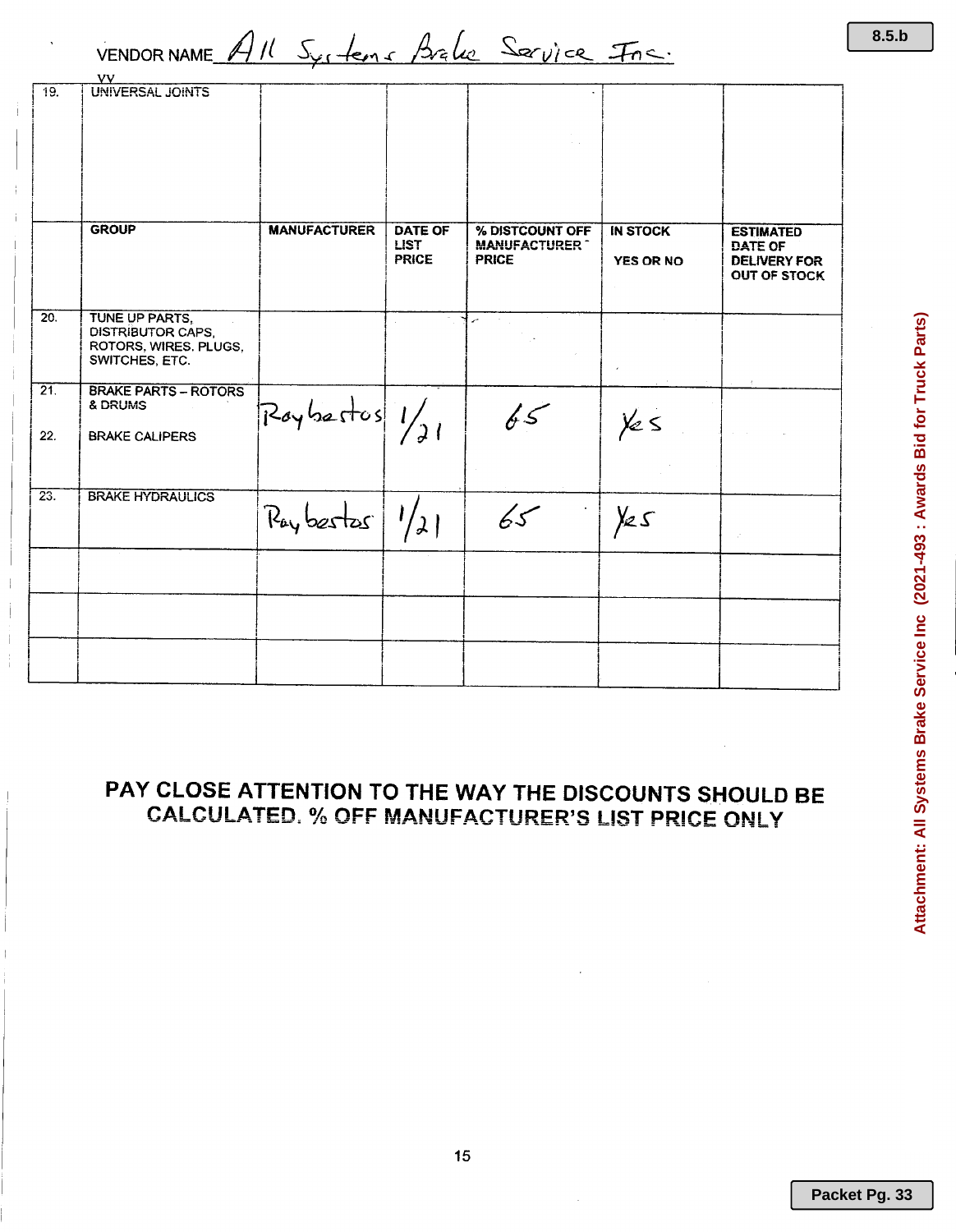VENDOR NAME All Systems Brake Service Inc.

| | | | | | | |
|---|---|---|---|---|---|---|
| 19. | UNIVERSAL JOINTS | | | | | |
| | **GROUP** | **MANUFACTURER** | **DATE OF LIST PRICE** | **% DISTCOUNT OFF MANUFACTURER PRICE** | **IN STOCK YES OR NO** | **ESTIMATED DATE OF DELIVERY FOR OUT OF STOCK** |
| 20. | TUNE UP PARTS, DISTRIBUTOR CAPS, ROTORS, WIRES, PLUGS, SWITCHES, ETC. | | | | | |
| 21. | BRAKE PARTS – ROTORS & DRUMS | Raybestos | 1/21 | 65 | Yes | |
| 22. | BRAKE CALIPERS | | | | | |
| 23. | BRAKE HYDRAULICS | Raybestos | 1/21 | 65 | Yes | |
| | | | | | | |
| | | | | | | |
| | | | | | | |

**PAY CLOSE ATTENTION TO THE WAY THE DISCOUNTS SHOULD BE CALCULATED. % OFF MANUFACTURER'S LIST PRICE ONLY**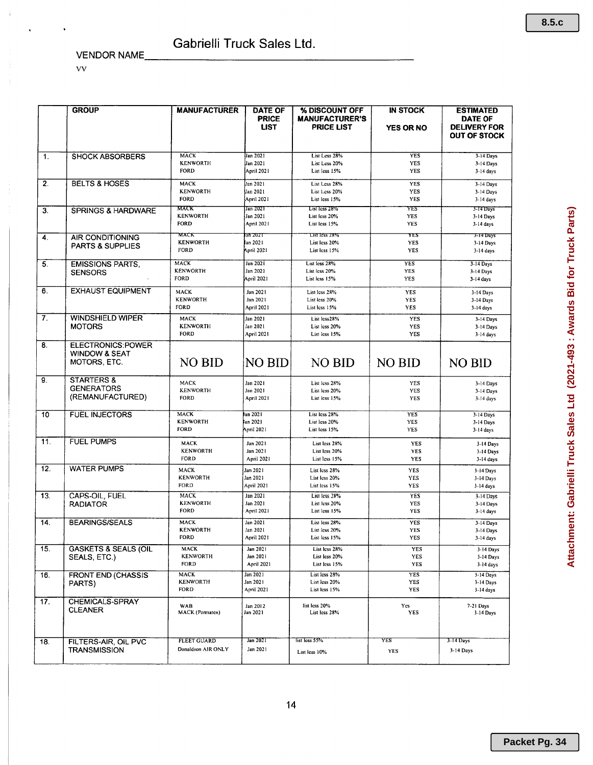VENDOR NAME Gabrielli Truck Sales Ltd.

VV

| | GROUP | MANUFACTURER | DATE OF PRICE LIST | % DISCOUNT OFF MANUFACTURER'S PRICE LIST | IN STOCK YES OR NO | ESTIMATED DATE OF DELIVERY FOR OUT OF STOCK |
|---|---|---|---|---|---|---|
| 1. | SHOCK ABSORBERS | MACK<br>KENWORTH<br>FORD | Jan 2021<br>Jan 2021<br>April 2021 | List Less 28%<br>List Less 20%<br>List less 15% | YES<br>YES<br>YES | 3-14 Days<br>3-14 Days<br>3-14 days |
| 2. | BELTS & HOSES | MACK<br>KENWORTH<br>FORD | Jan 2021<br>Jan 2021<br>April 2021 | List Less 28%<br>List Less 20%<br>List less 15% | YES<br>YES<br>YES | 3-14 Days<br>3-14 Days<br>3-14 days |
| 3. | SPRINGS & HARDWARE | MACK<br>KENWORTH<br>FORD | Jan 2021<br>Jan 2021<br>April 2021 | List less 28%<br>List less 20%<br>List less 15% | YES<br>YES<br>YES | 3-14 Days<br>3-14 Days<br>3-14 days |
| 4. | AIR CONDITIONING PARTS & SUPPLIES | MACK<br>KENWORTH<br>FORD | Jan 2021<br>Jan 2021<br>April 2021 | List less 28%<br>List less 20%<br>List less 15% | YES<br>YES<br>YES | 3-14 Days<br>3-14 Days<br>3-14 days |
| 5. | EMISSIONS PARTS, SENSORS | MACK<br>KENWORTH<br>FORD | Jan 2021<br>Jan 2021<br>April 2021 | List less 28%<br>List less 20%<br>List less 15% | YES<br>YES<br>YES | 3-14 Days<br>3-14 Days<br>3-14 days |
| 6. | EXHAUST EQUIPMENT | MACK<br>KENWORTH<br>FORD | Jan 2021<br>Jan 2021<br>April 2021 | List less 28%<br>List less 20%<br>List less 15% | YES<br>YES<br>YES | 3-14 Days<br>3-14 Days<br>3-14 days |
| 7. | WINDSHIELD WIPER MOTORS | MACK<br>KENWORTH<br>FORD | Jan 2021<br>Jan 2021<br>April 2021 | List less28%<br>List less 20%<br>List less 15% | YES<br>YES<br>YES | 3-14 Days<br>3-14 Days<br>3-14 days |
| 8. | ELECTRONICS:POWER WINDOW & SEAT MOTORS, ETC. | NO BID | NO BID | NO BID | NO BID | NO BID |
| 9. | STARTERS & GENERATORS (REMANUFACTURED) | MACK<br>KENWORTH<br>FORD | Jan 2021<br>Jan 2021<br>April 2021 | List less 28%<br>List less 20%<br>List less 15% | YES<br>YES<br>YES | 3-14 Days<br>3-14 Days<br>3-14 days |
| 10 | FUEL INJECTORS | MACK<br>KENWORTH<br>FORD | Jan 2021<br>Jan 2021<br>April 2021 | List less 28%<br>List less 20%<br>List less 15% | YES<br>YES<br>YES | 3-14 Days<br>3-14 Days<br>3-14 days |
| 11. | FUEL PUMPS | MACK<br>KENWORTH<br>FORD | Jan 2021<br>Jan 2021<br>April 2021 | List less 28%<br>List less 20%<br>List less 15% | YES<br>YES<br>YES | 3-14 Days<br>3-14 Days<br>3-14 days |
| 12. | WATER PUMPS | MACK<br>KENWORTH<br>FORD | Jan 2021<br>Jan 2021<br>April 2021 | List less 28%<br>List less 20%<br>List less 15% | YES<br>YES<br>YES | 3-14 Days<br>3-14 Days<br>3-14 days |
| 13. | CAPS-OIL, FUEL RADIATOR | MACK<br>KENWORTH<br>FORD | Jan 2021<br>Jan 2021<br>April 2021 | List less 28%<br>List less 20%<br>List less 15% | YES<br>YES<br>YES | 3-14 Days<br>3-14 Days<br>3-14 days |
| 14. | BEARINGS/SEALS | MACK<br>KENWORTH<br>FORD | Jan 2021<br>Jan 2021<br>April 2021 | List less 28%<br>List less 20%<br>List less 15% | YES<br>YES<br>YES | 3-14 Days<br>3-14 Days<br>3-14 days |
| 15. | GASKETS & SEALS (OIL SEALS, ETC.) | MACK<br>KENWORTH<br>FORD | Jan 2021<br>Jan 2021<br>April 2021 | List less 28%<br>List less 20%<br>List less 15% | YES<br>YES<br>YES | 3-14 Days<br>3-14 Days<br>3-14 days |
| 16. | FRONT END (CHASSIS PARTS) | MACK<br>KENWORTH<br>FORD | Jan 2021<br>Jan 2021<br>April 2021 | List less 28%<br>List less 20%<br>List less 15% | YES<br>YES<br>YES | 3-14 Days<br>3-14 Days<br>3-14 days |
| 17. | CHEMICALS-SPRAY CLEANER | WAB<br>MACK (Permatex) | Jan 2012<br>Jan 2021 | list less 20%<br>List less 28% | Yes<br>YES | 7-21 Days<br>3-14 Days |
| 18. | FILTERS-AIR, OIL PVC TRANSMISSION | FLEET GUARD<br>Donaldson AIR ONLY | Jan 2021<br>Jan 2021 | list less 55%<br>List less 10% | YES<br>YES | 3-14 Days<br>3-14 Days |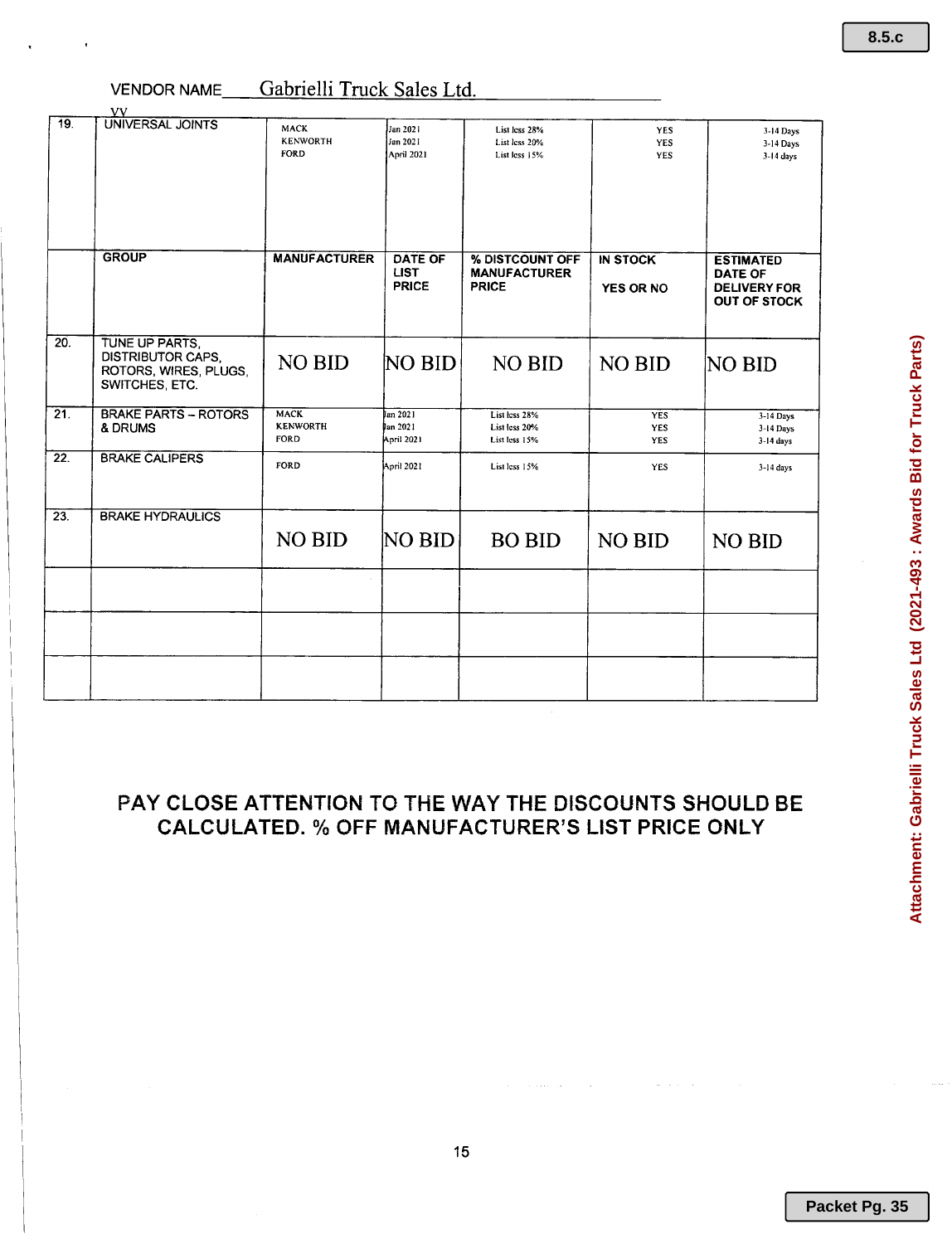VENDOR NAME Gabrielli Truck Sales Ltd.

| | | | | | | |
|---|---|---|---|---|---|---|
| 19. | UNIVERSAL JOINTS | MACK<br>KENWORTH<br>FORD | Jan 2021<br>Jan 2021<br>April 2021 | List less 28%<br>List less 20%<br>List less 15% | YES<br>YES<br>YES | 3-14 Days<br>3-14 Days<br>3-14 days |
| | **GROUP** | **MANUFACTURER** | **DATE OF LIST PRICE** | **% DISTCOUNT OFF MANUFACTURER PRICE** | **IN STOCK<br>YES OR NO** | **ESTIMATED DATE OF DELIVERY FOR OUT OF STOCK** |
| 20. | TUNE UP PARTS, DISTRIBUTOR CAPS, ROTORS, WIRES, PLUGS, SWITCHES, ETC. | NO BID | NO BID | NO BID | NO BID | NO BID |
| 21. | BRAKE PARTS – ROTORS & DRUMS | MACK<br>KENWORTH<br>FORD | Jan 2021<br>Jan 2021<br>April 2021 | List less 28%<br>List less 20%<br>List less 15% | YES<br>YES<br>YES | 3-14 Days<br>3-14 Days<br>3-14 days |
| 22. | BRAKE CALIPERS | FORD | April 2021 | List less 15% | YES | 3-14 days |
| 23. | BRAKE HYDRAULICS | NO BID | NO BID | BO BID | NO BID | NO BID |
| | | | | | | |
| | | | | | | |
| | | | | | | |

**PAY CLOSE ATTENTION TO THE WAY THE DISCOUNTS SHOULD BE CALCULATED. % OFF MANUFACTURER'S LIST PRICE ONLY**